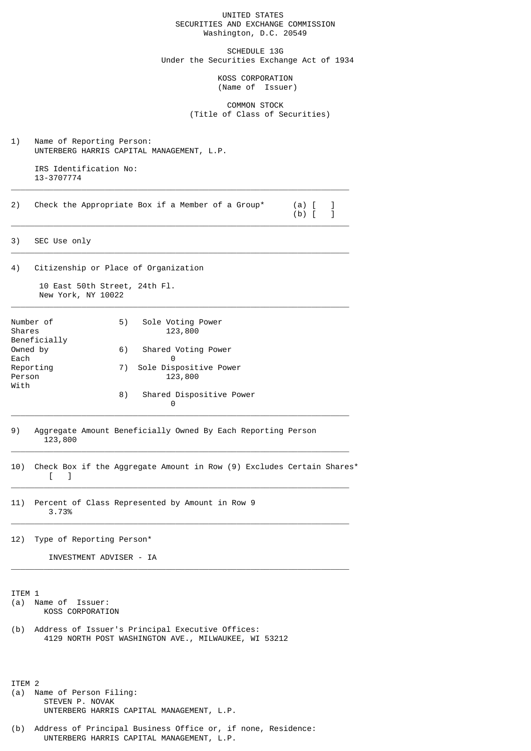UNITED STATES
SECURITIES AND EXCHANGE COMMISSION
Washington, D.C. 20549

SCHEDULE 13G
Under the Securities Exchange Act of 1934

KOSS CORPORATION
(Name of Issuer)

COMMON STOCK
(Title of Class of Securities)

1) Name of Reporting Person:
UNTERBERG HARRIS CAPITAL MANAGEMENT, L.P.

IRS Identification No:
13-3707774

---

2) Check the Appropriate Box if a Member of a Group* (a) [ ]
(b) [ ]

---

3) SEC Use only

---

4) Citizenship or Place of Organization

10 East 50th Street, 24th Fl.
New York, NY 10022

---

| Number of Shares Beneficially Owned by Each Reporting Person With | |
|---|---|
| | 5) Sole Voting Power<br>123,800 |
| | 6) Shared Voting Power<br>0 |
| | 7) Sole Dispositive Power<br>123,800 |
| | 8) Shared Dispositive Power<br>0 |

---

9) Aggregate Amount Beneficially Owned By Each Reporting Person
123,800

---

10) Check Box if the Aggregate Amount in Row (9) Excludes Certain Shares*
[ ]

---

11) Percent of Class Represented by Amount in Row 9
3.73%

---

12) Type of Reporting Person*

INVESTMENT ADVISER - IA

---

ITEM 1
(a) Name of Issuer:
KOSS CORPORATION

(b) Address of Issuer's Principal Executive Offices:
4129 NORTH POST WASHINGTON AVE., MILWAUKEE, WI 53212

ITEM 2
(a) Name of Person Filing:
STEVEN P. NOVAK
UNTERBERG HARRIS CAPITAL MANAGEMENT, L.P.

(b) Address of Principal Business Office or, if none, Residence:
UNTERBERG HARRIS CAPITAL MANAGEMENT, L.P.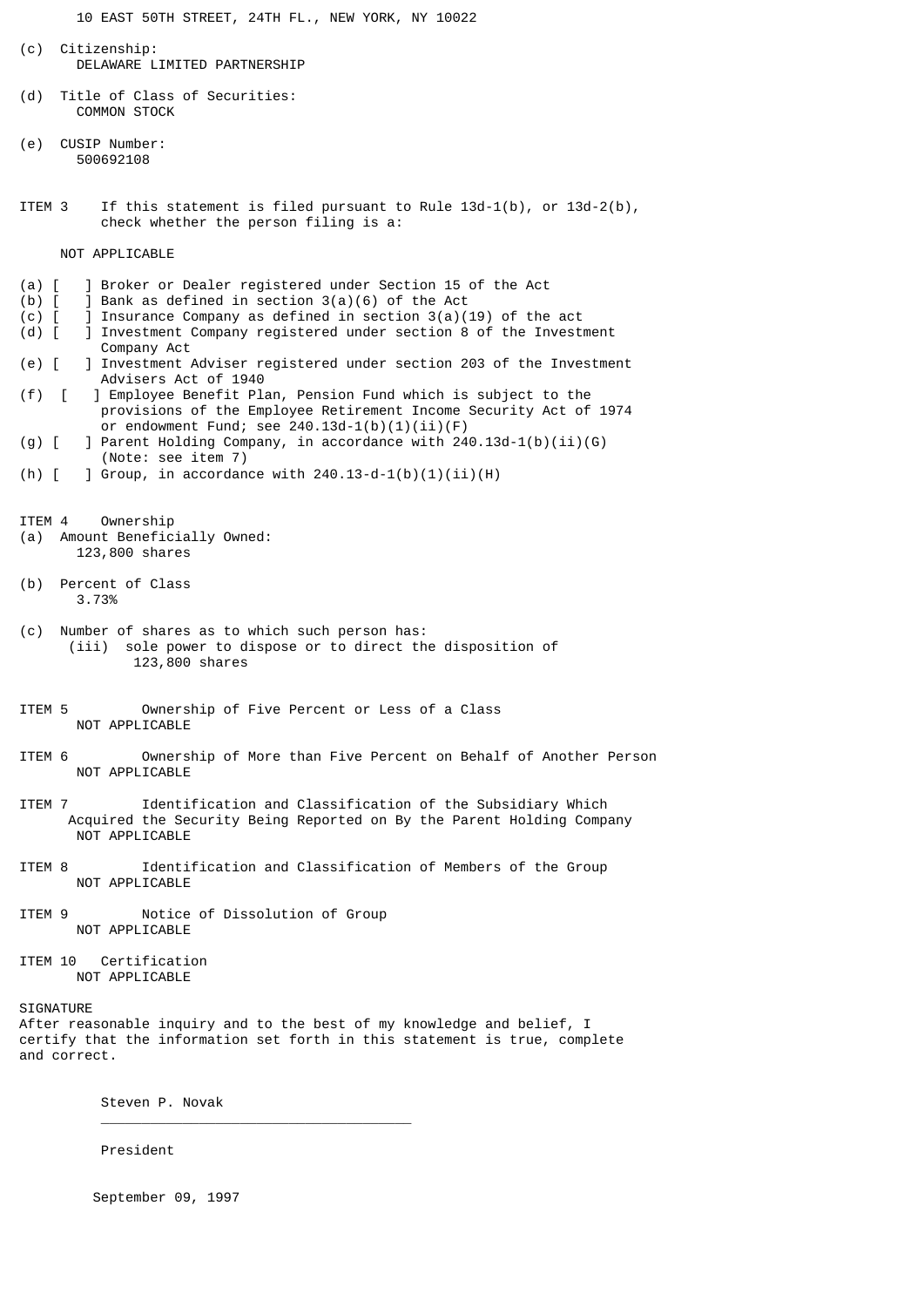10 EAST 50TH STREET, 24TH FL., NEW YORK, NY 10022

(c) Citizenship:
DELAWARE LIMITED PARTNERSHIP

(d) Title of Class of Securities:
COMMON STOCK

(e) CUSIP Number:
500692108

ITEM 3 If this statement is filed pursuant to Rule 13d-1(b), or 13d-2(b), check whether the person filing is a:

NOT APPLICABLE

(a) [ ] Broker or Dealer registered under Section 15 of the Act
(b) [ ] Bank as defined in section 3(a)(6) of the Act
(c) [ ] Insurance Company as defined in section 3(a)(19) of the act
(d) [ ] Investment Company registered under section 8 of the Investment Company Act
(e) [ ] Investment Adviser registered under section 203 of the Investment Advisers Act of 1940
(f) [ ] Employee Benefit Plan, Pension Fund which is subject to the provisions of the Employee Retirement Income Security Act of 1974 or endowment Fund; see 240.13d-1(b)(1)(ii)(F)
(g) [ ] Parent Holding Company, in accordance with 240.13d-1(b)(ii)(G) (Note: see item 7)
(h) [ ] Group, in accordance with 240.13-d-1(b)(1)(ii)(H)

ITEM 4 Ownership
(a) Amount Beneficially Owned:
123,800 shares

(b) Percent of Class
3.73%

(c) Number of shares as to which such person has:
(iii) sole power to dispose or to direct the disposition of
123,800 shares

ITEM 5 Ownership of Five Percent or Less of a Class
NOT APPLICABLE

ITEM 6 Ownership of More than Five Percent on Behalf of Another Person
NOT APPLICABLE

ITEM 7 Identification and Classification of the Subsidiary Which Acquired the Security Being Reported on By the Parent Holding Company
NOT APPLICABLE

ITEM 8 Identification and Classification of Members of the Group
NOT APPLICABLE

ITEM 9 Notice of Dissolution of Group
NOT APPLICABLE

ITEM 10 Certification
NOT APPLICABLE

SIGNATURE
After reasonable inquiry and to the best of my knowledge and belief, I certify that the information set forth in this statement is true, complete and correct.

Steven P. Novak

\_\_\_\_\_\_\_\_\_\_\_\_\_\_\_\_\_\_\_\_\_\_\_\_\_\_\_\_\_\_\_\_\_\_\_\_\_\_

President

September 09, 1997